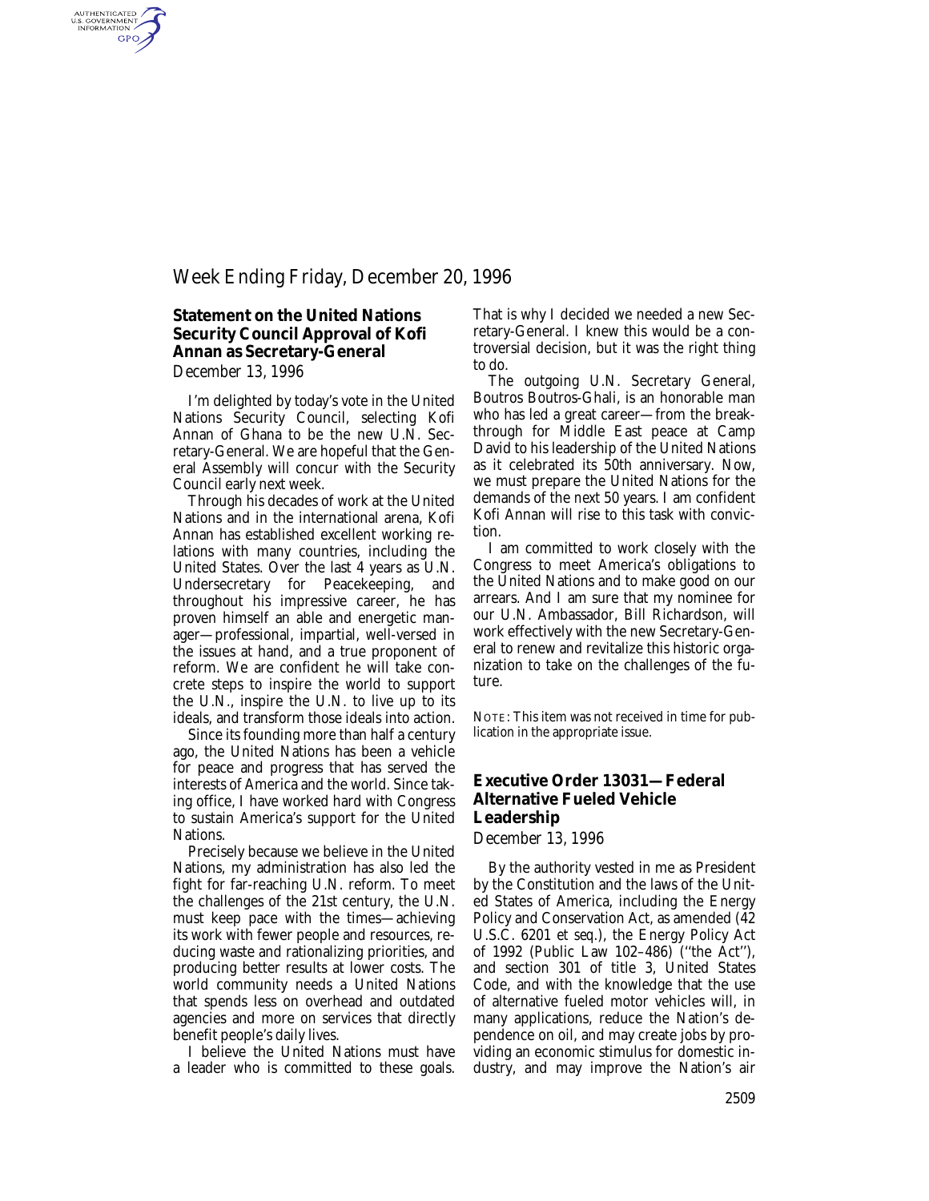# Week Ending Friday, December 20, 1996

## Statement on the United Nations Security Council Approval of Kofi Annan as Secretary-General

*December 13, 1996*

I'm delighted by today's vote in the United Nations Security Council, selecting Kofi Annan of Ghana to be the new U.N. Secretary-General. We are hopeful that the General Assembly will concur with the Security Council early next week.

Through his decades of work at the United Nations and in the international arena, Kofi Annan has established excellent working relations with many countries, including the United States. Over the last 4 years as U.N. Undersecretary for Peacekeeping, and throughout his impressive career, he has proven himself an able and energetic manager—professional, impartial, well-versed in the issues at hand, and a true proponent of reform. We are confident he will take concrete steps to inspire the world to support the U.N., inspire the U.N. to live up to its ideals, and transform those ideals into action.

Since its founding more than half a century ago, the United Nations has been a vehicle for peace and progress that has served the interests of America and the world. Since taking office, I have worked hard with Congress to sustain America's support for the United Nations.

Precisely because we believe in the United Nations, my administration has also led the fight for far-reaching U.N. reform. To meet the challenges of the 21st century, the U.N. must keep pace with the times—achieving its work with fewer people and resources, reducing waste and rationalizing priorities, and producing better results at lower costs. The world community needs a United Nations that spends less on overhead and outdated agencies and more on services that directly benefit people's daily lives.

I believe the United Nations must have a leader who is committed to these goals. That is why I decided we needed a new Secretary-General. I knew this would be a controversial decision, but it was the right thing to do.

The outgoing U.N. Secretary General, Boutros Boutros-Ghali, is an honorable man who has led a great career—from the breakthrough for Middle East peace at Camp David to his leadership of the United Nations as it celebrated its 50th anniversary. Now, we must prepare the United Nations for the demands of the next 50 years. I am confident Kofi Annan will rise to this task with conviction.

I am committed to work closely with the Congress to meet America's obligations to the United Nations and to make good on our arrears. And I am sure that my nominee for our U.N. Ambassador, Bill Richardson, will work effectively with the new Secretary-General to renew and revitalize this historic organization to take on the challenges of the future.

NOTE: This item was not received in time for publication in the appropriate issue.

## Executive Order 13031—Federal Alternative Fueled Vehicle Leadership

*December 13, 1996*

By the authority vested in me as President by the Constitution and the laws of the United States of America, including the Energy Policy and Conservation Act, as amended (42 U.S.C. 6201 *et seq.*), the Energy Policy Act of 1992 (Public Law 102–486) ("the Act"), and section 301 of title 3, United States Code, and with the knowledge that the use of alternative fueled motor vehicles will, in many applications, reduce the Nation's dependence on oil, and may create jobs by providing an economic stimulus for domestic industry, and may improve the Nation's air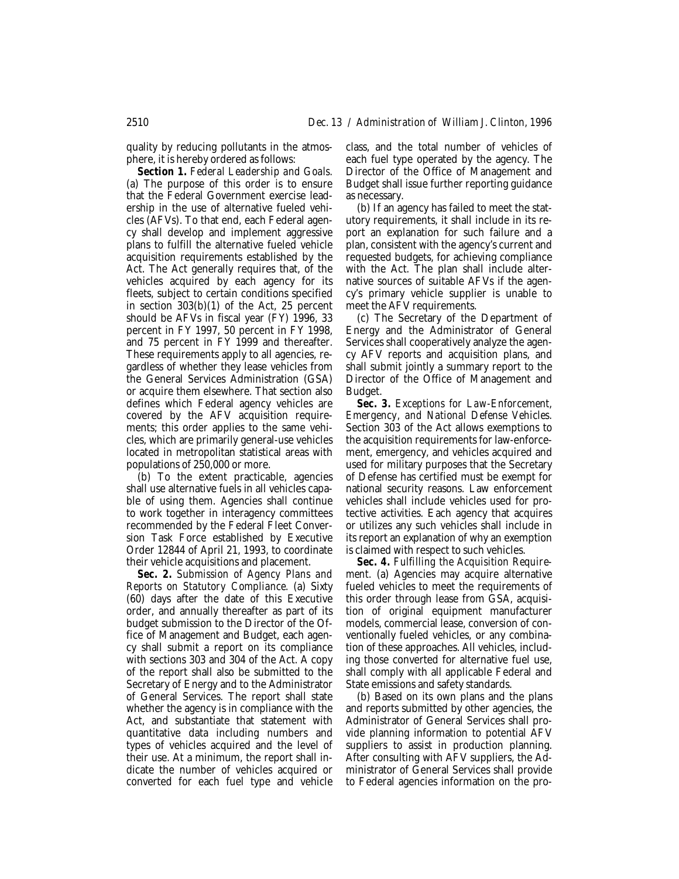quality by reducing pollutants in the atmosphere, it is hereby ordered as follows:

**Section 1.** *Federal Leadership and Goals.* (a) The purpose of this order is to ensure that the Federal Government exercise leadership in the use of alternative fueled vehicles (AFVs). To that end, each Federal agency shall develop and implement aggressive plans to fulfill the alternative fueled vehicle acquisition requirements established by the Act. The Act generally requires that, of the vehicles acquired by each agency for its fleets, subject to certain conditions specified in section 303(b)(1) of the Act, 25 percent should be AFVs in fiscal year (FY) 1996, 33 percent in FY 1997, 50 percent in FY 1998, and 75 percent in FY 1999 and thereafter. These requirements apply to all agencies, regardless of whether they lease vehicles from the General Services Administration (GSA) or acquire them elsewhere. That section also defines which Federal agency vehicles are covered by the AFV acquisition requirements; this order applies to the same vehicles, which are primarily general-use vehicles located in metropolitan statistical areas with populations of 250,000 or more.

(b) To the extent practicable, agencies shall use alternative fuels in all vehicles capable of using them. Agencies shall continue to work together in interagency committees recommended by the Federal Fleet Conversion Task Force established by Executive Order 12844 of April 21, 1993, to coordinate their vehicle acquisitions and placement.

**Sec. 2.** *Submission of Agency Plans and Reports on Statutory Compliance.* (a) Sixty (60) days after the date of this Executive order, and annually thereafter as part of its budget submission to the Director of the Office of Management and Budget, each agency shall submit a report on its compliance with sections 303 and 304 of the Act. A copy of the report shall also be submitted to the Secretary of Energy and to the Administrator of General Services. The report shall state whether the agency is in compliance with the Act, and substantiate that statement with quantitative data including numbers and types of vehicles acquired and the level of their use. At a minimum, the report shall indicate the number of vehicles acquired or converted for each fuel type and vehicle class, and the total number of vehicles of each fuel type operated by the agency. The Director of the Office of Management and Budget shall issue further reporting guidance as necessary.

(b) If an agency has failed to meet the statutory requirements, it shall include in its report an explanation for such failure and a plan, consistent with the agency's current and requested budgets, for achieving compliance with the Act. The plan shall include alternative sources of suitable AFVs if the agency's primary vehicle supplier is unable to meet the AFV requirements.

(c) The Secretary of the Department of Energy and the Administrator of General Services shall cooperatively analyze the agency AFV reports and acquisition plans, and shall submit jointly a summary report to the Director of the Office of Management and Budget.

**Sec. 3.** *Exceptions for Law-Enforcement, Emergency, and National Defense Vehicles.* Section 303 of the Act allows exemptions to the acquisition requirements for law-enforcement, emergency, and vehicles acquired and used for military purposes that the Secretary of Defense has certified must be exempt for national security reasons. Law enforcement vehicles shall include vehicles used for protective activities. Each agency that acquires or utilizes any such vehicles shall include in its report an explanation of why an exemption is claimed with respect to such vehicles.

**Sec. 4.** *Fulfilling the Acquisition Requirement.* (a) Agencies may acquire alternative fueled vehicles to meet the requirements of this order through lease from GSA, acquisition of original equipment manufacturer models, commercial lease, conversion of conventionally fueled vehicles, or any combination of these approaches. All vehicles, including those converted for alternative fuel use, shall comply with all applicable Federal and State emissions and safety standards.

(b) Based on its own plans and the plans and reports submitted by other agencies, the Administrator of General Services shall provide planning information to potential AFV suppliers to assist in production planning. After consulting with AFV suppliers, the Administrator of General Services shall provide to Federal agencies information on the pro-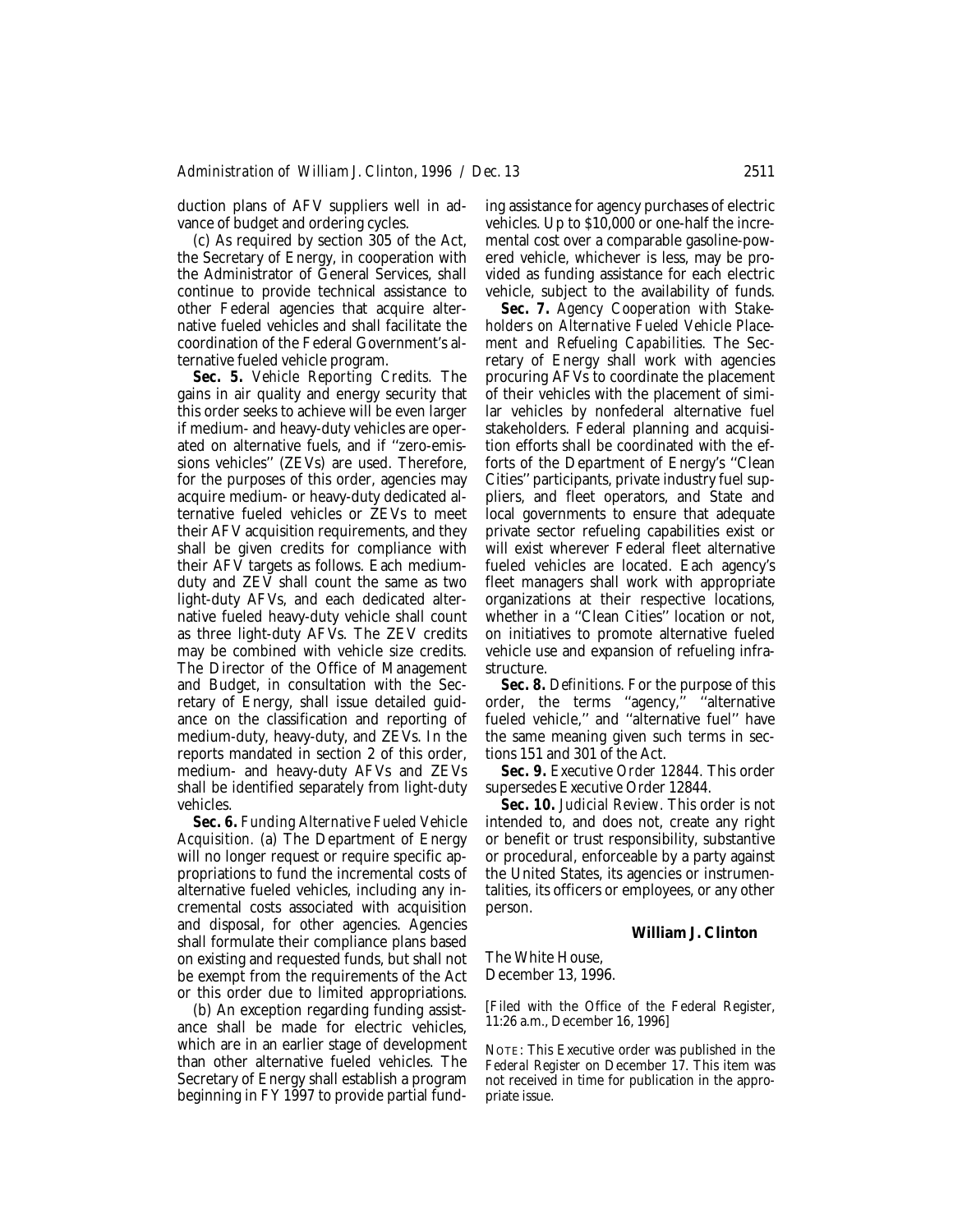duction plans of AFV suppliers well in advance of budget and ordering cycles.

(c) As required by section 305 of the Act, the Secretary of Energy, in cooperation with the Administrator of General Services, shall continue to provide technical assistance to other Federal agencies that acquire alternative fueled vehicles and shall facilitate the coordination of the Federal Government's alternative fueled vehicle program.

**Sec. 5.** *Vehicle Reporting Credits.* The gains in air quality and energy security that this order seeks to achieve will be even larger if medium- and heavy-duty vehicles are operated on alternative fuels, and if ''zero-emissions vehicles'' (ZEVs) are used. Therefore, for the purposes of this order, agencies may acquire medium- or heavy-duty dedicated alternative fueled vehicles or ZEVs to meet their AFV acquisition requirements, and they shall be given credits for compliance with their AFV targets as follows. Each medium-duty and ZEV shall count the same as two light-duty AFVs, and each dedicated alternative fueled heavy-duty vehicle shall count as three light-duty AFVs. The ZEV credits may be combined with vehicle size credits. The Director of the Office of Management and Budget, in consultation with the Secretary of Energy, shall issue detailed guidance on the classification and reporting of medium-duty, heavy-duty, and ZEVs. In the reports mandated in section 2 of this order, medium- and heavy-duty AFVs and ZEVs shall be identified separately from light-duty vehicles.

**Sec. 6.** *Funding Alternative Fueled Vehicle Acquisition.* (a) The Department of Energy will no longer request or require specific appropriations to fund the incremental costs of alternative fueled vehicles, including any incremental costs associated with acquisition and disposal, for other agencies. Agencies shall formulate their compliance plans based on existing and requested funds, but shall not be exempt from the requirements of the Act or this order due to limited appropriations.

(b) An exception regarding funding assistance shall be made for electric vehicles, which are in an earlier stage of development than other alternative fueled vehicles. The Secretary of Energy shall establish a program beginning in FY 1997 to provide partial funding assistance for agency purchases of electric vehicles. Up to $10,000 or one-half the incremental cost over a comparable gasoline-powered vehicle, whichever is less, may be provided as funding assistance for each electric vehicle, subject to the availability of funds.

**Sec. 7.** *Agency Cooperation with Stakeholders on Alternative Fueled Vehicle Placement and Refueling Capabilities.* The Secretary of Energy shall work with agencies procuring AFVs to coordinate the placement of their vehicles with the placement of similar vehicles by nonfederal alternative fuel stakeholders. Federal planning and acquisition efforts shall be coordinated with the efforts of the Department of Energy's ''Clean Cities'' participants, private industry fuel suppliers, and fleet operators, and State and local governments to ensure that adequate private sector refueling capabilities exist or will exist wherever Federal fleet alternative fueled vehicles are located. Each agency's fleet managers shall work with appropriate organizations at their respective locations, whether in a ''Clean Cities'' location or not, on initiatives to promote alternative fueled vehicle use and expansion of refueling infrastructure.

**Sec. 8.** *Definitions.* For the purpose of this order, the terms ''agency,'' ''alternative fueled vehicle,'' and ''alternative fuel'' have the same meaning given such terms in sections 151 and 301 of the Act.

**Sec. 9.** *Executive Order 12844.* This order supersedes Executive Order 12844.

**Sec. 10.** *Judicial Review.* This order is not intended to, and does not, create any right or benefit or trust responsibility, substantive or procedural, enforceable by a party against the United States, its agencies or instrumentalities, its officers or employees, or any other person.

**William J. Clinton**

The White House,
December 13, 1996.

[*Filed with the Office of the Federal Register, 11:26 a.m., December 16, 1996*]

NOTE: This Executive order was published in the *Federal Register* on December 17. This item was not received in time for publication in the appropriate issue.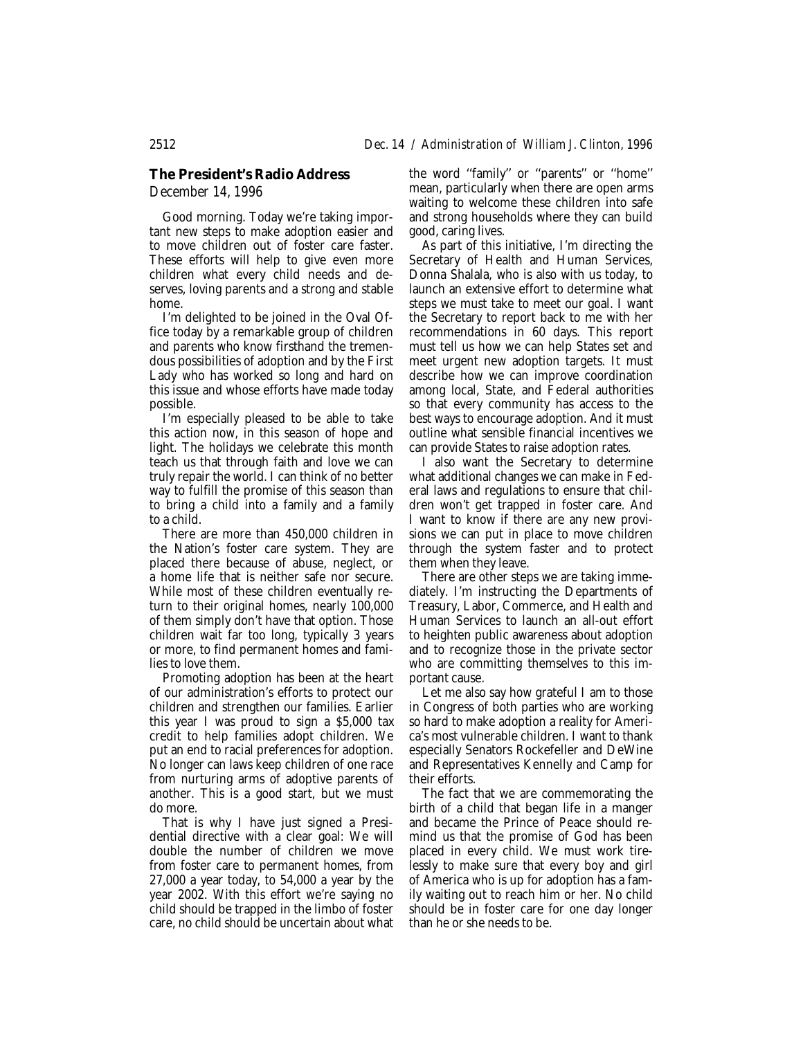## The President's Radio Address

*December 14, 1996*

Good morning. Today we're taking important new steps to make adoption easier and to move children out of foster care faster. These efforts will help to give even more children what every child needs and deserves, loving parents and a strong and stable home.

I'm delighted to be joined in the Oval Office today by a remarkable group of children and parents who know firsthand the tremendous possibilities of adoption and by the First Lady who has worked so long and hard on this issue and whose efforts have made today possible.

I'm especially pleased to be able to take this action now, in this season of hope and light. The holidays we celebrate this month teach us that through faith and love we can truly repair the world. I can think of no better way to fulfill the promise of this season than to bring a child into a family and a family to a child.

There are more than 450,000 children in the Nation's foster care system. They are placed there because of abuse, neglect, or a home life that is neither safe nor secure. While most of these children eventually return to their original homes, nearly 100,000 of them simply don't have that option. Those children wait far too long, typically 3 years or more, to find permanent homes and families to love them.

Promoting adoption has been at the heart of our administration's efforts to protect our children and strengthen our families. Earlier this year I was proud to sign a $5,000 tax credit to help families adopt children. We put an end to racial preferences for adoption. No longer can laws keep children of one race from nurturing arms of adoptive parents of another. This is a good start, but we must do more.

That is why I have just signed a Presidential directive with a clear goal: We will double the number of children we move from foster care to permanent homes, from 27,000 a year today, to 54,000 a year by the year 2002. With this effort we're saying no child should be trapped in the limbo of foster care, no child should be uncertain about what the word "family" or "parents" or "home" mean, particularly when there are open arms waiting to welcome these children into safe and strong households where they can build good, caring lives.

As part of this initiative, I'm directing the Secretary of Health and Human Services, Donna Shalala, who is also with us today, to launch an extensive effort to determine what steps we must take to meet our goal. I want the Secretary to report back to me with her recommendations in 60 days. This report must tell us how we can help States set and meet urgent new adoption targets. It must describe how we can improve coordination among local, State, and Federal authorities so that every community has access to the best ways to encourage adoption. And it must outline what sensible financial incentives we can provide States to raise adoption rates.

I also want the Secretary to determine what additional changes we can make in Federal laws and regulations to ensure that children won't get trapped in foster care. And I want to know if there are any new provisions we can put in place to move children through the system faster and to protect them when they leave.

There are other steps we are taking immediately. I'm instructing the Departments of Treasury, Labor, Commerce, and Health and Human Services to launch an all-out effort to heighten public awareness about adoption and to recognize those in the private sector who are committing themselves to this important cause.

Let me also say how grateful I am to those in Congress of both parties who are working so hard to make adoption a reality for America's most vulnerable children. I want to thank especially Senators Rockefeller and DeWine and Representatives Kennelly and Camp for their efforts.

The fact that we are commemorating the birth of a child that began life in a manger and became the Prince of Peace should remind us that the promise of God has been placed in every child. We must work tirelessly to make sure that every boy and girl of America who is up for adoption has a family waiting out to reach him or her. No child should be in foster care for one day longer than he or she needs to be.